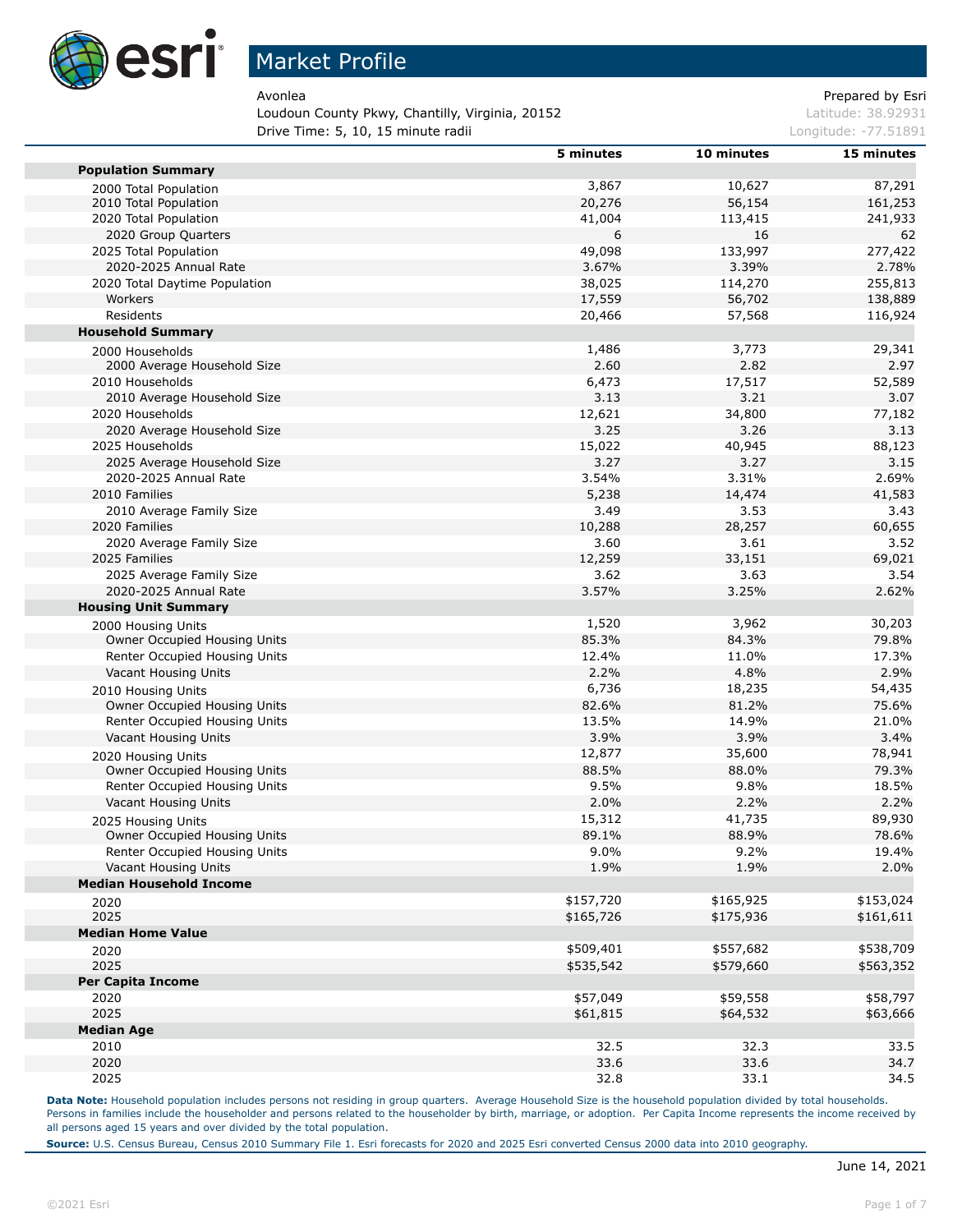# Market Profile

Avonlea
Loudoun County Pkwy, Chantilly, Virginia, 20152
Drive Time: 5, 10, 15 minute radii

Prepared by Esri
Latitude: 38.92931
Longitude: -77.51891

| | 5 minutes | 10 minutes | 15 minutes |
|---|---|---|---|
| **Population Summary** | | | |
| 2000 Total Population | 3,867 | 10,627 | 87,291 |
| 2010 Total Population | 20,276 | 56,154 | 161,253 |
| 2020 Total Population | 41,004 | 113,415 | 241,933 |
| 2020 Group Quarters | 6 | 16 | 62 |
| 2025 Total Population | 49,098 | 133,997 | 277,422 |
| 2020-2025 Annual Rate | 3.67% | 3.39% | 2.78% |
| 2020 Total Daytime Population | 38,025 | 114,270 | 255,813 |
| Workers | 17,559 | 56,702 | 138,889 |
| Residents | 20,466 | 57,568 | 116,924 |
| **Household Summary** | | | |
| 2000 Households | 1,486 | 3,773 | 29,341 |
| 2000 Average Household Size | 2.60 | 2.82 | 2.97 |
| 2010 Households | 6,473 | 17,517 | 52,589 |
| 2010 Average Household Size | 3.13 | 3.21 | 3.07 |
| 2020 Households | 12,621 | 34,800 | 77,182 |
| 2020 Average Household Size | 3.25 | 3.26 | 3.13 |
| 2025 Households | 15,022 | 40,945 | 88,123 |
| 2025 Average Household Size | 3.27 | 3.27 | 3.15 |
| 2020-2025 Annual Rate | 3.54% | 3.31% | 2.69% |
| 2010 Families | 5,238 | 14,474 | 41,583 |
| 2010 Average Family Size | 3.49 | 3.53 | 3.43 |
| 2020 Families | 10,288 | 28,257 | 60,655 |
| 2020 Average Family Size | 3.60 | 3.61 | 3.52 |
| 2025 Families | 12,259 | 33,151 | 69,021 |
| 2025 Average Family Size | 3.62 | 3.63 | 3.54 |
| 2020-2025 Annual Rate | 3.57% | 3.25% | 2.62% |
| **Housing Unit Summary** | | | |
| 2000 Housing Units | 1,520 | 3,962 | 30,203 |
| Owner Occupied Housing Units | 85.3% | 84.3% | 79.8% |
| Renter Occupied Housing Units | 12.4% | 11.0% | 17.3% |
| Vacant Housing Units | 2.2% | 4.8% | 2.9% |
| 2010 Housing Units | 6,736 | 18,235 | 54,435 |
| Owner Occupied Housing Units | 82.6% | 81.2% | 75.6% |
| Renter Occupied Housing Units | 13.5% | 14.9% | 21.0% |
| Vacant Housing Units | 3.9% | 3.9% | 3.4% |
| 2020 Housing Units | 12,877 | 35,600 | 78,941 |
| Owner Occupied Housing Units | 88.5% | 88.0% | 79.3% |
| Renter Occupied Housing Units | 9.5% | 9.8% | 18.5% |
| Vacant Housing Units | 2.0% | 2.2% | 2.2% |
| 2025 Housing Units | 15,312 | 41,735 | 89,930 |
| Owner Occupied Housing Units | 89.1% | 88.9% | 78.6% |
| Renter Occupied Housing Units | 9.0% | 9.2% | 19.4% |
| Vacant Housing Units | 1.9% | 1.9% | 2.0% |
| **Median Household Income** | | | |
| 2020 | $157,720 | $165,925 | $153,024 |
| 2025 | $165,726 | $175,936 | $161,611 |
| **Median Home Value** | | | |
| 2020 | $509,401 | $557,682 | $538,709 |
| 2025 | $535,542 | $579,660 | $563,352 |
| **Per Capita Income** | | | |
| 2020 | $57,049 | $59,558 | $58,797 |
| 2025 | $61,815 | $64,532 | $63,666 |
| **Median Age** | | | |
| 2010 | 32.5 | 32.3 | 33.5 |
| 2020 | 33.6 | 33.6 | 34.7 |
| 2025 | 32.8 | 33.1 | 34.5 |

**Data Note:** Household population includes persons not residing in group quarters. Average Household Size is the household population divided by total households. Persons in families include the householder and persons related to the householder by birth, marriage, or adoption. Per Capita Income represents the income received by all persons aged 15 years and over divided by the total population.

**Source:** U.S. Census Bureau, Census 2010 Summary File 1. Esri forecasts for 2020 and 2025 Esri converted Census 2000 data into 2010 geography.

June 14, 2021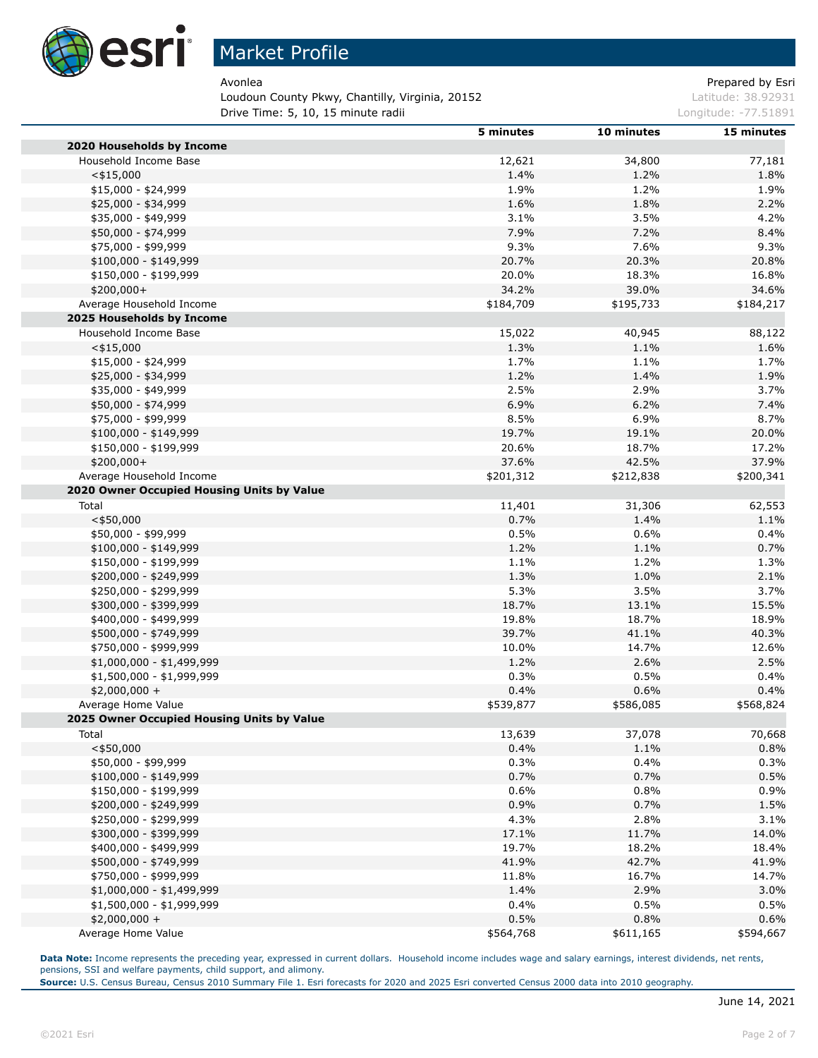# Market Profile

Avonlea
Loudoun County Pkwy, Chantilly, Virginia, 20152
Drive Time: 5, 10, 15 minute radii

Prepared by Esri
Latitude: 38.92931
Longitude: -77.51891

| | 5 minutes | 10 minutes | 15 minutes |
|---|---|---|---|
| **2020 Households by Income** | | | |
| Household Income Base | 12,621 | 34,800 | 77,181 |
| <$15,000 | 1.4% | 1.2% | 1.8% |
| $15,000 - $24,999 | 1.9% | 1.2% | 1.9% |
| $25,000 - $34,999 | 1.6% | 1.8% | 2.2% |
| $35,000 - $49,999 | 3.1% | 3.5% | 4.2% |
| $50,000 - $74,999 | 7.9% | 7.2% | 8.4% |
| $75,000 - $99,999 | 9.3% | 7.6% | 9.3% |
| $100,000 - $149,999 | 20.7% | 20.3% | 20.8% |
| $150,000 - $199,999 | 20.0% | 18.3% | 16.8% |
| $200,000+ | 34.2% | 39.0% | 34.6% |
| Average Household Income | $184,709 | $195,733 | $184,217 |
| **2025 Households by Income** | | | |
| Household Income Base | 15,022 | 40,945 | 88,122 |
| <$15,000 | 1.3% | 1.1% | 1.6% |
| $15,000 - $24,999 | 1.7% | 1.1% | 1.7% |
| $25,000 - $34,999 | 1.2% | 1.4% | 1.9% |
| $35,000 - $49,999 | 2.5% | 2.9% | 3.7% |
| $50,000 - $74,999 | 6.9% | 6.2% | 7.4% |
| $75,000 - $99,999 | 8.5% | 6.9% | 8.7% |
| $100,000 - $149,999 | 19.7% | 19.1% | 20.0% |
| $150,000 - $199,999 | 20.6% | 18.7% | 17.2% |
| $200,000+ | 37.6% | 42.5% | 37.9% |
| Average Household Income | $201,312 | $212,838 | $200,341 |
| **2020 Owner Occupied Housing Units by Value** | | | |
| Total | 11,401 | 31,306 | 62,553 |
| <$50,000 | 0.7% | 1.4% | 1.1% |
| $50,000 - $99,999 | 0.5% | 0.6% | 0.4% |
| $100,000 - $149,999 | 1.2% | 1.1% | 0.7% |
| $150,000 - $199,999 | 1.1% | 1.2% | 1.3% |
| $200,000 - $249,999 | 1.3% | 1.0% | 2.1% |
| $250,000 - $299,999 | 5.3% | 3.5% | 3.7% |
| $300,000 - $399,999 | 18.7% | 13.1% | 15.5% |
| $400,000 - $499,999 | 19.8% | 18.7% | 18.9% |
| $500,000 - $749,999 | 39.7% | 41.1% | 40.3% |
| $750,000 - $999,999 | 10.0% | 14.7% | 12.6% |
| $1,000,000 - $1,499,999 | 1.2% | 2.6% | 2.5% |
| $1,500,000 - $1,999,999 | 0.3% | 0.5% | 0.4% |
| $2,000,000 + | 0.4% | 0.6% | 0.4% |
| Average Home Value | $539,877 | $586,085 | $568,824 |
| **2025 Owner Occupied Housing Units by Value** | | | |
| Total | 13,639 | 37,078 | 70,668 |
| <$50,000 | 0.4% | 1.1% | 0.8% |
| $50,000 - $99,999 | 0.3% | 0.4% | 0.3% |
| $100,000 - $149,999 | 0.7% | 0.7% | 0.5% |
| $150,000 - $199,999 | 0.6% | 0.8% | 0.9% |
| $200,000 - $249,999 | 0.9% | 0.7% | 1.5% |
| $250,000 - $299,999 | 4.3% | 2.8% | 3.1% |
| $300,000 - $399,999 | 17.1% | 11.7% | 14.0% |
| $400,000 - $499,999 | 19.7% | 18.2% | 18.4% |
| $500,000 - $749,999 | 41.9% | 42.7% | 41.9% |
| $750,000 - $999,999 | 11.8% | 16.7% | 14.7% |
| $1,000,000 - $1,499,999 | 1.4% | 2.9% | 3.0% |
| $1,500,000 - $1,999,999 | 0.4% | 0.5% | 0.5% |
| $2,000,000 + | 0.5% | 0.8% | 0.6% |
| Average Home Value | $564,768 | $611,165 | $594,667 |

**Data Note:** Income represents the preceding year, expressed in current dollars. Household income includes wage and salary earnings, interest dividends, net rents, pensions, SSI and welfare payments, child support, and alimony.
**Source:** U.S. Census Bureau, Census 2010 Summary File 1. Esri forecasts for 2020 and 2025 Esri converted Census 2000 data into 2010 geography.

June 14, 2021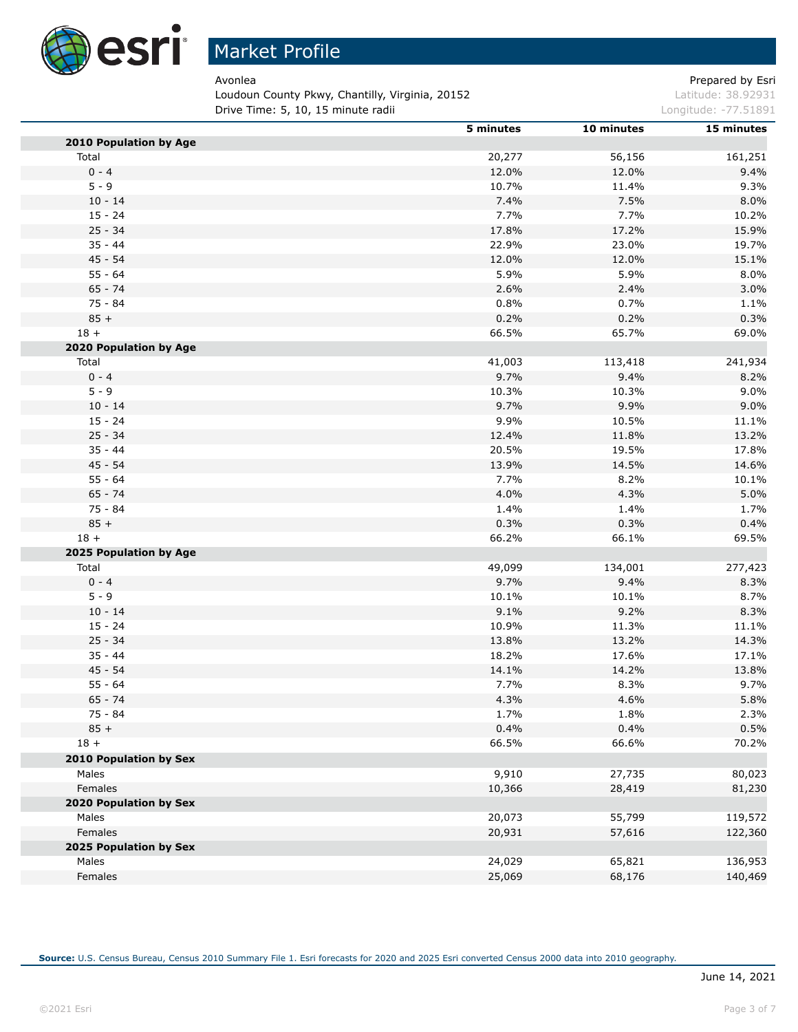# Market Profile

Avonlea
Loudoun County Pkwy, Chantilly, Virginia, 20152
Drive Time: 5, 10, 15 minute radii

Prepared by Esri
Latitude: 38.92931
Longitude: -77.51891

| | 5 minutes | 10 minutes | 15 minutes |
|---|---|---|---|
| **2010 Population by Age** | | | |
| Total | 20,277 | 56,156 | 161,251 |
| 0 - 4 | 12.0% | 12.0% | 9.4% |
| 5 - 9 | 10.7% | 11.4% | 9.3% |
| 10 - 14 | 7.4% | 7.5% | 8.0% |
| 15 - 24 | 7.7% | 7.7% | 10.2% |
| 25 - 34 | 17.8% | 17.2% | 15.9% |
| 35 - 44 | 22.9% | 23.0% | 19.7% |
| 45 - 54 | 12.0% | 12.0% | 15.1% |
| 55 - 64 | 5.9% | 5.9% | 8.0% |
| 65 - 74 | 2.6% | 2.4% | 3.0% |
| 75 - 84 | 0.8% | 0.7% | 1.1% |
| 85 + | 0.2% | 0.2% | 0.3% |
| 18 + | 66.5% | 65.7% | 69.0% |
| **2020 Population by Age** | | | |
| Total | 41,003 | 113,418 | 241,934 |
| 0 - 4 | 9.7% | 9.4% | 8.2% |
| 5 - 9 | 10.3% | 10.3% | 9.0% |
| 10 - 14 | 9.7% | 9.9% | 9.0% |
| 15 - 24 | 9.9% | 10.5% | 11.1% |
| 25 - 34 | 12.4% | 11.8% | 13.2% |
| 35 - 44 | 20.5% | 19.5% | 17.8% |
| 45 - 54 | 13.9% | 14.5% | 14.6% |
| 55 - 64 | 7.7% | 8.2% | 10.1% |
| 65 - 74 | 4.0% | 4.3% | 5.0% |
| 75 - 84 | 1.4% | 1.4% | 1.7% |
| 85 + | 0.3% | 0.3% | 0.4% |
| 18 + | 66.2% | 66.1% | 69.5% |
| **2025 Population by Age** | | | |
| Total | 49,099 | 134,001 | 277,423 |
| 0 - 4 | 9.7% | 9.4% | 8.3% |
| 5 - 9 | 10.1% | 10.1% | 8.7% |
| 10 - 14 | 9.1% | 9.2% | 8.3% |
| 15 - 24 | 10.9% | 11.3% | 11.1% |
| 25 - 34 | 13.8% | 13.2% | 14.3% |
| 35 - 44 | 18.2% | 17.6% | 17.1% |
| 45 - 54 | 14.1% | 14.2% | 13.8% |
| 55 - 64 | 7.7% | 8.3% | 9.7% |
| 65 - 74 | 4.3% | 4.6% | 5.8% |
| 75 - 84 | 1.7% | 1.8% | 2.3% |
| 85 + | 0.4% | 0.4% | 0.5% |
| 18 + | 66.5% | 66.6% | 70.2% |
| **2010 Population by Sex** | | | |
| Males | 9,910 | 27,735 | 80,023 |
| Females | 10,366 | 28,419 | 81,230 |
| **2020 Population by Sex** | | | |
| Males | 20,073 | 55,799 | 119,572 |
| Females | 20,931 | 57,616 | 122,360 |
| **2025 Population by Sex** | | | |
| Males | 24,029 | 65,821 | 136,953 |
| Females | 25,069 | 68,176 | 140,469 |

**Source:** U.S. Census Bureau, Census 2010 Summary File 1. Esri forecasts for 2020 and 2025 Esri converted Census 2000 data into 2010 geography.

June 14, 2021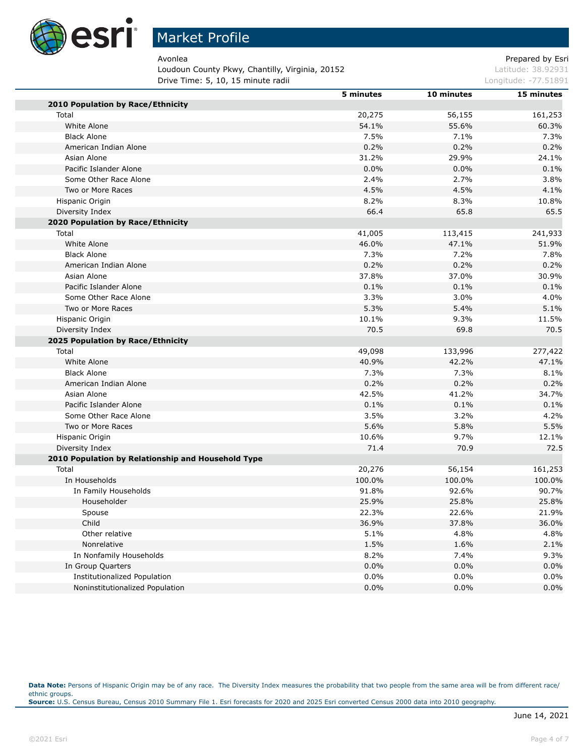# Market Profile

Avonlea
Loudoun County Pkwy, Chantilly, Virginia, 20152
Drive Time: 5, 10, 15 minute radii

Prepared by Esri
Latitude: 38.92931
Longitude: -77.51891

| | 5 minutes | 10 minutes | 15 minutes |
|---|---|---|---|
| **2010 Population by Race/Ethnicity** | | | |
| Total | 20,275 | 56,155 | 161,253 |
| White Alone | 54.1% | 55.6% | 60.3% |
| Black Alone | 7.5% | 7.1% | 7.3% |
| American Indian Alone | 0.2% | 0.2% | 0.2% |
| Asian Alone | 31.2% | 29.9% | 24.1% |
| Pacific Islander Alone | 0.0% | 0.0% | 0.1% |
| Some Other Race Alone | 2.4% | 2.7% | 3.8% |
| Two or More Races | 4.5% | 4.5% | 4.1% |
| Hispanic Origin | 8.2% | 8.3% | 10.8% |
| Diversity Index | 66.4 | 65.8 | 65.5 |
| **2020 Population by Race/Ethnicity** | | | |
| Total | 41,005 | 113,415 | 241,933 |
| White Alone | 46.0% | 47.1% | 51.9% |
| Black Alone | 7.3% | 7.2% | 7.8% |
| American Indian Alone | 0.2% | 0.2% | 0.2% |
| Asian Alone | 37.8% | 37.0% | 30.9% |
| Pacific Islander Alone | 0.1% | 0.1% | 0.1% |
| Some Other Race Alone | 3.3% | 3.0% | 4.0% |
| Two or More Races | 5.3% | 5.4% | 5.1% |
| Hispanic Origin | 10.1% | 9.3% | 11.5% |
| Diversity Index | 70.5 | 69.8 | 70.5 |
| **2025 Population by Race/Ethnicity** | | | |
| Total | 49,098 | 133,996 | 277,422 |
| White Alone | 40.9% | 42.2% | 47.1% |
| Black Alone | 7.3% | 7.3% | 8.1% |
| American Indian Alone | 0.2% | 0.2% | 0.2% |
| Asian Alone | 42.5% | 41.2% | 34.7% |
| Pacific Islander Alone | 0.1% | 0.1% | 0.1% |
| Some Other Race Alone | 3.5% | 3.2% | 4.2% |
| Two or More Races | 5.6% | 5.8% | 5.5% |
| Hispanic Origin | 10.6% | 9.7% | 12.1% |
| Diversity Index | 71.4 | 70.9 | 72.5 |
| **2010 Population by Relationship and Household Type** | | | |
| Total | 20,276 | 56,154 | 161,253 |
| In Households | 100.0% | 100.0% | 100.0% |
| In Family Households | 91.8% | 92.6% | 90.7% |
| Householder | 25.9% | 25.8% | 25.8% |
| Spouse | 22.3% | 22.6% | 21.9% |
| Child | 36.9% | 37.8% | 36.0% |
| Other relative | 5.1% | 4.8% | 4.8% |
| Nonrelative | 1.5% | 1.6% | 2.1% |
| In Nonfamily Households | 8.2% | 7.4% | 9.3% |
| In Group Quarters | 0.0% | 0.0% | 0.0% |
| Institutionalized Population | 0.0% | 0.0% | 0.0% |
| Noninstitutionalized Population | 0.0% | 0.0% | 0.0% |

**Data Note:** Persons of Hispanic Origin may be of any race. The Diversity Index measures the probability that two people from the same area will be from different race/ethnic groups.
**Source:** U.S. Census Bureau, Census 2010 Summary File 1. Esri forecasts for 2020 and 2025 Esri converted Census 2000 data into 2010 geography.

June 14, 2021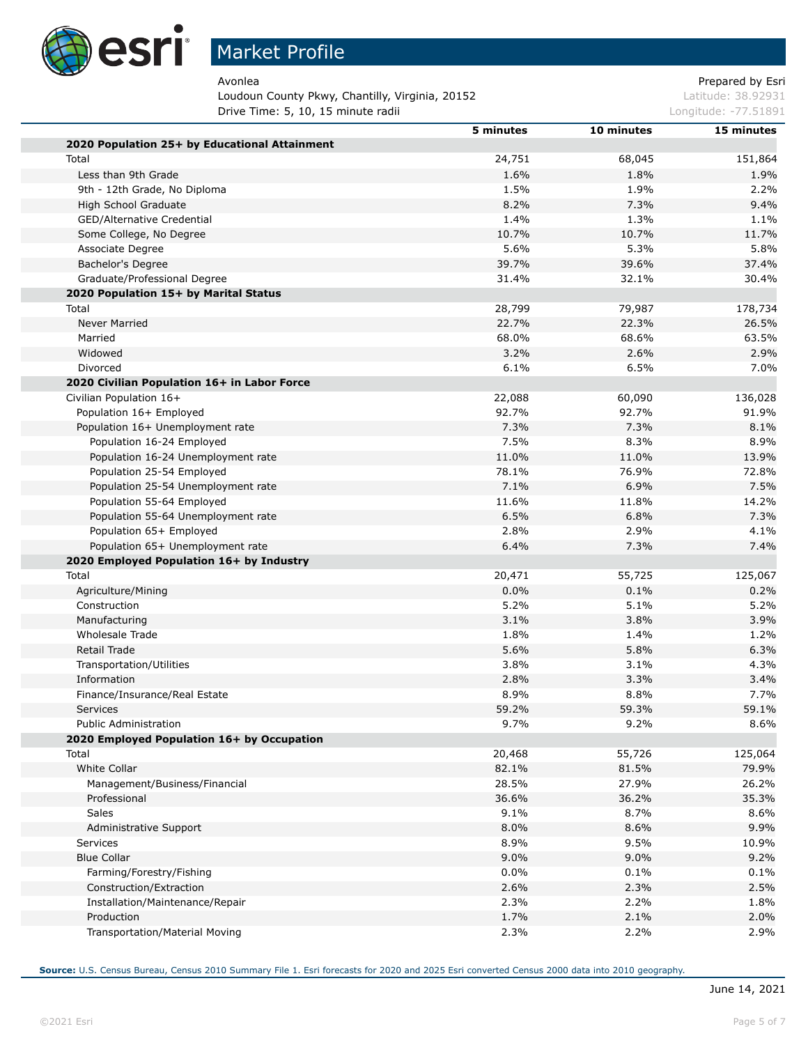# Market Profile

Avonlea
Loudoun County Pkwy, Chantilly, Virginia, 20152
Drive Time: 5, 10, 15 minute radii

Prepared by Esri
Latitude: 38.92931
Longitude: -77.51891

| | 5 minutes | 10 minutes | 15 minutes |
|---|---|---|---|
| **2020 Population 25+ by Educational Attainment** | | | |
| Total | 24,751 | 68,045 | 151,864 |
| Less than 9th Grade | 1.6% | 1.8% | 1.9% |
| 9th - 12th Grade, No Diploma | 1.5% | 1.9% | 2.2% |
| High School Graduate | 8.2% | 7.3% | 9.4% |
| GED/Alternative Credential | 1.4% | 1.3% | 1.1% |
| Some College, No Degree | 10.7% | 10.7% | 11.7% |
| Associate Degree | 5.6% | 5.3% | 5.8% |
| Bachelor's Degree | 39.7% | 39.6% | 37.4% |
| Graduate/Professional Degree | 31.4% | 32.1% | 30.4% |
| **2020 Population 15+ by Marital Status** | | | |
| Total | 28,799 | 79,987 | 178,734 |
| Never Married | 22.7% | 22.3% | 26.5% |
| Married | 68.0% | 68.6% | 63.5% |
| Widowed | 3.2% | 2.6% | 2.9% |
| Divorced | 6.1% | 6.5% | 7.0% |
| **2020 Civilian Population 16+ in Labor Force** | | | |
| Civilian Population 16+ | 22,088 | 60,090 | 136,028 |
| Population 16+ Employed | 92.7% | 92.7% | 91.9% |
| Population 16+ Unemployment rate | 7.3% | 7.3% | 8.1% |
| Population 16-24 Employed | 7.5% | 8.3% | 8.9% |
| Population 16-24 Unemployment rate | 11.0% | 11.0% | 13.9% |
| Population 25-54 Employed | 78.1% | 76.9% | 72.8% |
| Population 25-54 Unemployment rate | 7.1% | 6.9% | 7.5% |
| Population 55-64 Employed | 11.6% | 11.8% | 14.2% |
| Population 55-64 Unemployment rate | 6.5% | 6.8% | 7.3% |
| Population 65+ Employed | 2.8% | 2.9% | 4.1% |
| Population 65+ Unemployment rate | 6.4% | 7.3% | 7.4% |
| **2020 Employed Population 16+ by Industry** | | | |
| Total | 20,471 | 55,725 | 125,067 |
| Agriculture/Mining | 0.0% | 0.1% | 0.2% |
| Construction | 5.2% | 5.1% | 5.2% |
| Manufacturing | 3.1% | 3.8% | 3.9% |
| Wholesale Trade | 1.8% | 1.4% | 1.2% |
| Retail Trade | 5.6% | 5.8% | 6.3% |
| Transportation/Utilities | 3.8% | 3.1% | 4.3% |
| Information | 2.8% | 3.3% | 3.4% |
| Finance/Insurance/Real Estate | 8.9% | 8.8% | 7.7% |
| Services | 59.2% | 59.3% | 59.1% |
| Public Administration | 9.7% | 9.2% | 8.6% |
| **2020 Employed Population 16+ by Occupation** | | | |
| Total | 20,468 | 55,726 | 125,064 |
| White Collar | 82.1% | 81.5% | 79.9% |
| Management/Business/Financial | 28.5% | 27.9% | 26.2% |
| Professional | 36.6% | 36.2% | 35.3% |
| Sales | 9.1% | 8.7% | 8.6% |
| Administrative Support | 8.0% | 8.6% | 9.9% |
| Services | 8.9% | 9.5% | 10.9% |
| Blue Collar | 9.0% | 9.0% | 9.2% |
| Farming/Forestry/Fishing | 0.0% | 0.1% | 0.1% |
| Construction/Extraction | 2.6% | 2.3% | 2.5% |
| Installation/Maintenance/Repair | 2.3% | 2.2% | 1.8% |
| Production | 1.7% | 2.1% | 2.0% |
| Transportation/Material Moving | 2.3% | 2.2% | 2.9% |

**Source:** U.S. Census Bureau, Census 2010 Summary File 1. Esri forecasts for 2020 and 2025 Esri converted Census 2000 data into 2010 geography.

June 14, 2021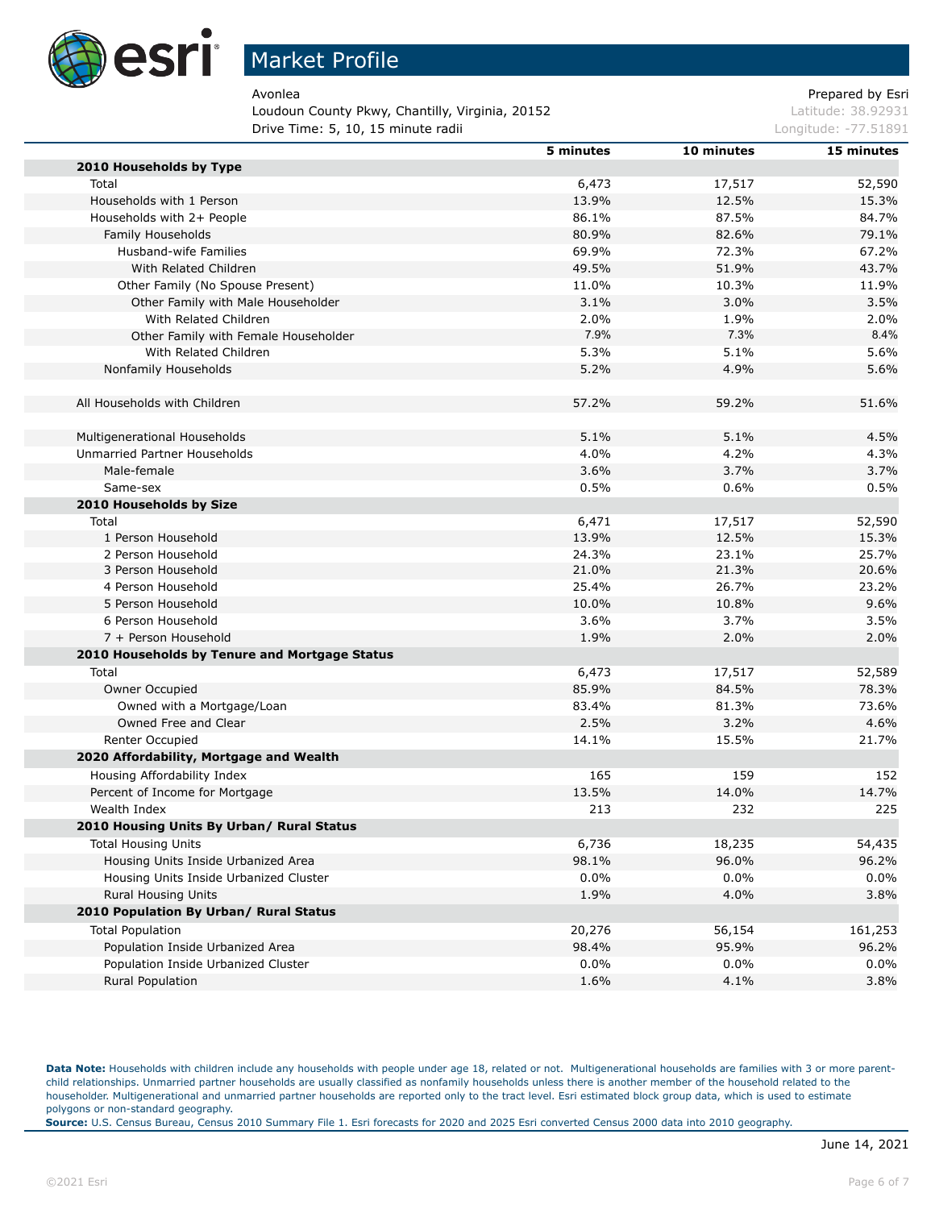# Market Profile

Avonlea
Loudoun County Pkwy, Chantilly, Virginia, 20152
Drive Time: 5, 10, 15 minute radii

Prepared by Esri
Latitude: 38.92931
Longitude: -77.51891

| | 5 minutes | 10 minutes | 15 minutes |
|---|---|---|---|
| **2010 Households by Type** | | | |
| Total | 6,473 | 17,517 | 52,590 |
| Households with 1 Person | 13.9% | 12.5% | 15.3% |
| Households with 2+ People | 86.1% | 87.5% | 84.7% |
| Family Households | 80.9% | 82.6% | 79.1% |
| Husband-wife Families | 69.9% | 72.3% | 67.2% |
| With Related Children | 49.5% | 51.9% | 43.7% |
| Other Family (No Spouse Present) | 11.0% | 10.3% | 11.9% |
| Other Family with Male Householder | 3.1% | 3.0% | 3.5% |
| With Related Children | 2.0% | 1.9% | 2.0% |
| Other Family with Female Householder | 7.9% | 7.3% | 8.4% |
| With Related Children | 5.3% | 5.1% | 5.6% |
| Nonfamily Households | 5.2% | 4.9% | 5.6% |
| | | | |
| All Households with Children | 57.2% | 59.2% | 51.6% |
| | | | |
| Multigenerational Households | 5.1% | 5.1% | 4.5% |
| Unmarried Partner Households | 4.0% | 4.2% | 4.3% |
| Male-female | 3.6% | 3.7% | 3.7% |
| Same-sex | 0.5% | 0.6% | 0.5% |
| **2010 Households by Size** | | | |
| Total | 6,471 | 17,517 | 52,590 |
| 1 Person Household | 13.9% | 12.5% | 15.3% |
| 2 Person Household | 24.3% | 23.1% | 25.7% |
| 3 Person Household | 21.0% | 21.3% | 20.6% |
| 4 Person Household | 25.4% | 26.7% | 23.2% |
| 5 Person Household | 10.0% | 10.8% | 9.6% |
| 6 Person Household | 3.6% | 3.7% | 3.5% |
| 7 + Person Household | 1.9% | 2.0% | 2.0% |
| **2010 Households by Tenure and Mortgage Status** | | | |
| Total | 6,473 | 17,517 | 52,589 |
| Owner Occupied | 85.9% | 84.5% | 78.3% |
| Owned with a Mortgage/Loan | 83.4% | 81.3% | 73.6% |
| Owned Free and Clear | 2.5% | 3.2% | 4.6% |
| Renter Occupied | 14.1% | 15.5% | 21.7% |
| **2020 Affordability, Mortgage and Wealth** | | | |
| Housing Affordability Index | 165 | 159 | 152 |
| Percent of Income for Mortgage | 13.5% | 14.0% | 14.7% |
| Wealth Index | 213 | 232 | 225 |
| **2010 Housing Units By Urban/ Rural Status** | | | |
| Total Housing Units | 6,736 | 18,235 | 54,435 |
| Housing Units Inside Urbanized Area | 98.1% | 96.0% | 96.2% |
| Housing Units Inside Urbanized Cluster | 0.0% | 0.0% | 0.0% |
| Rural Housing Units | 1.9% | 4.0% | 3.8% |
| **2010 Population By Urban/ Rural Status** | | | |
| Total Population | 20,276 | 56,154 | 161,253 |
| Population Inside Urbanized Area | 98.4% | 95.9% | 96.2% |
| Population Inside Urbanized Cluster | 0.0% | 0.0% | 0.0% |
| Rural Population | 1.6% | 4.1% | 3.8% |

**Data Note:** Households with children include any households with people under age 18, related or not. Multigenerational households are families with 3 or more parent-child relationships. Unmarried partner households are usually classified as nonfamily households unless there is another member of the household related to the householder. Multigenerational and unmarried partner households are reported only to the tract level. Esri estimated block group data, which is used to estimate polygons or non-standard geography.
**Source:** U.S. Census Bureau, Census 2010 Summary File 1. Esri forecasts for 2020 and 2025 Esri converted Census 2000 data into 2010 geography.

June 14, 2021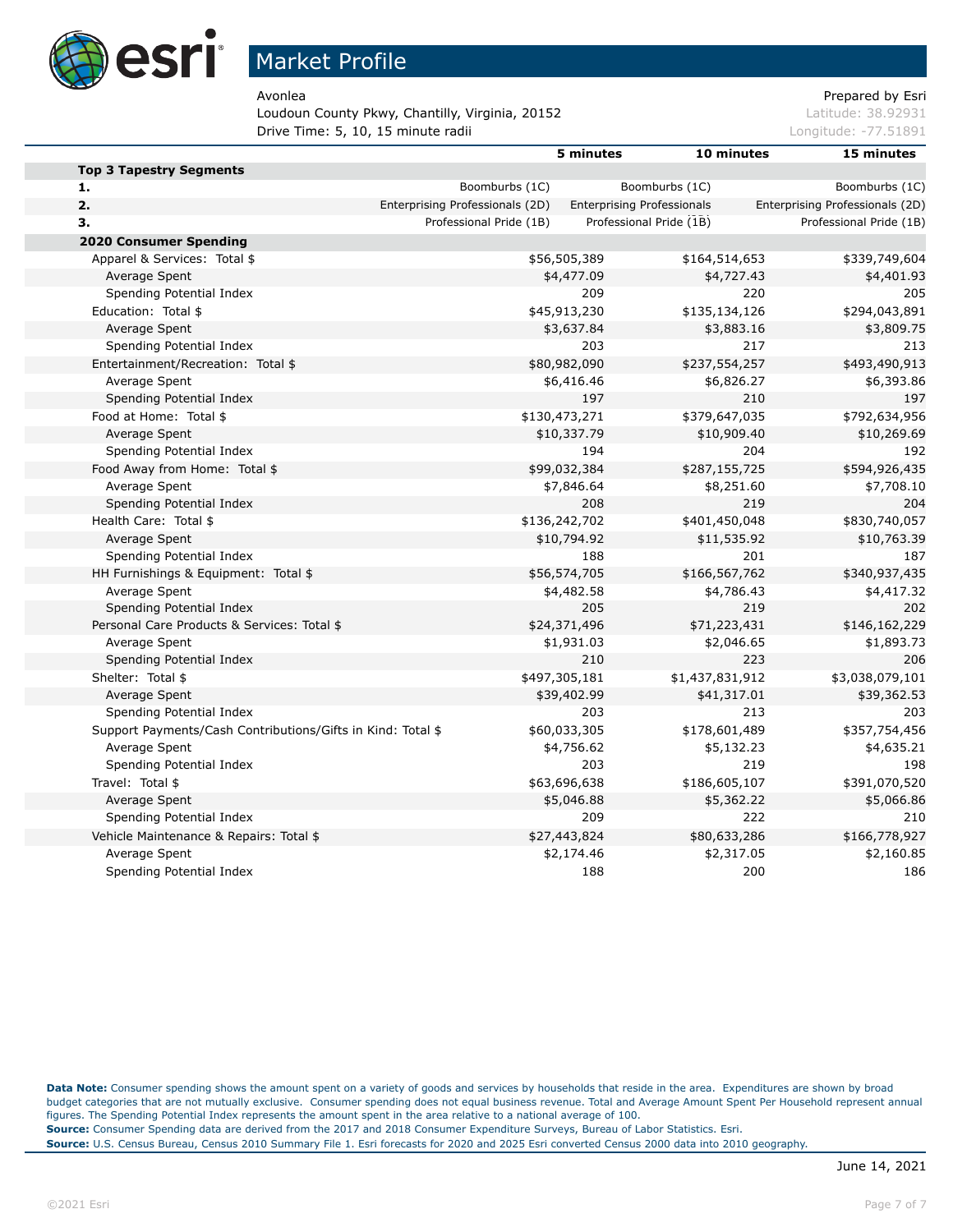# Market Profile

Avonlea
Loudoun County Pkwy, Chantilly, Virginia, 20152
Drive Time: 5, 10, 15 minute radii

Prepared by Esri
Latitude: 38.92931
Longitude: -77.51891

| | 5 minutes | 10 minutes | 15 minutes |
|---|---|---|---|
| **Top 3 Tapestry Segments** | | | |
| **1.** | Boomburbs (1C) | Boomburbs (1C) | Boomburbs (1C) |
| **2.** | Enterprising Professionals (2D) | Enterprising Professionals | Enterprising Professionals (2D) |
| **3.** | Professional Pride (1B) | Professional Pride (1B) | Professional Pride (1B) |
| **2020 Consumer Spending** | | | |
| Apparel & Services: Total $ | $56,505,389 | $164,514,653 | $339,749,604 |
| Average Spent | $4,477.09 | $4,727.43 | $4,401.93 |
| Spending Potential Index | 209 | 220 | 205 |
| Education: Total $ | $45,913,230 | $135,134,126 | $294,043,891 |
| Average Spent | $3,637.84 | $3,883.16 | $3,809.75 |
| Spending Potential Index | 203 | 217 | 213 |
| Entertainment/Recreation: Total $ | $80,982,090 | $237,554,257 | $493,490,913 |
| Average Spent | $6,416.46 | $6,826.27 | $6,393.86 |
| Spending Potential Index | 197 | 210 | 197 |
| Food at Home: Total $ | $130,473,271 | $379,647,035 | $792,634,956 |
| Average Spent | $10,337.79 | $10,909.40 | $10,269.69 |
| Spending Potential Index | 194 | 204 | 192 |
| Food Away from Home: Total $ | $99,032,384 | $287,155,725 | $594,926,435 |
| Average Spent | $7,846.64 | $8,251.60 | $7,708.10 |
| Spending Potential Index | 208 | 219 | 204 |
| Health Care: Total $ | $136,242,702 | $401,450,048 | $830,740,057 |
| Average Spent | $10,794.92 | $11,535.92 | $10,763.39 |
| Spending Potential Index | 188 | 201 | 187 |
| HH Furnishings & Equipment: Total $ | $56,574,705 | $166,567,762 | $340,937,435 |
| Average Spent | $4,482.58 | $4,786.43 | $4,417.32 |
| Spending Potential Index | 205 | 219 | 202 |
| Personal Care Products & Services: Total $ | $24,371,496 | $71,223,431 | $146,162,229 |
| Average Spent | $1,931.03 | $2,046.65 | $1,893.73 |
| Spending Potential Index | 210 | 223 | 206 |
| Shelter: Total $ | $497,305,181 | $1,437,831,912 | $3,038,079,101 |
| Average Spent | $39,402.99 | $41,317.01 | $39,362.53 |
| Spending Potential Index | 203 | 213 | 203 |
| Support Payments/Cash Contributions/Gifts in Kind: Total $ | $60,033,305 | $178,601,489 | $357,754,456 |
| Average Spent | $4,756.62 | $5,132.23 | $4,635.21 |
| Spending Potential Index | 203 | 219 | 198 |
| Travel: Total $ | $63,696,638 | $186,605,107 | $391,070,520 |
| Average Spent | $5,046.88 | $5,362.22 | $5,066.86 |
| Spending Potential Index | 209 | 222 | 210 |
| Vehicle Maintenance & Repairs: Total $ | $27,443,824 | $80,633,286 | $166,778,927 |
| Average Spent | $2,174.46 | $2,317.05 | $2,160.85 |
| Spending Potential Index | 188 | 200 | 186 |

**Data Note:** Consumer spending shows the amount spent on a variety of goods and services by households that reside in the area. Expenditures are shown by broad budget categories that are not mutually exclusive. Consumer spending does not equal business revenue. Total and Average Amount Spent Per Household represent annual figures. The Spending Potential Index represents the amount spent in the area relative to a national average of 100.
**Source:** Consumer Spending data are derived from the 2017 and 2018 Consumer Expenditure Surveys, Bureau of Labor Statistics. Esri.
**Source:** U.S. Census Bureau, Census 2010 Summary File 1. Esri forecasts for 2020 and 2025 Esri converted Census 2000 data into 2010 geography.

June 14, 2021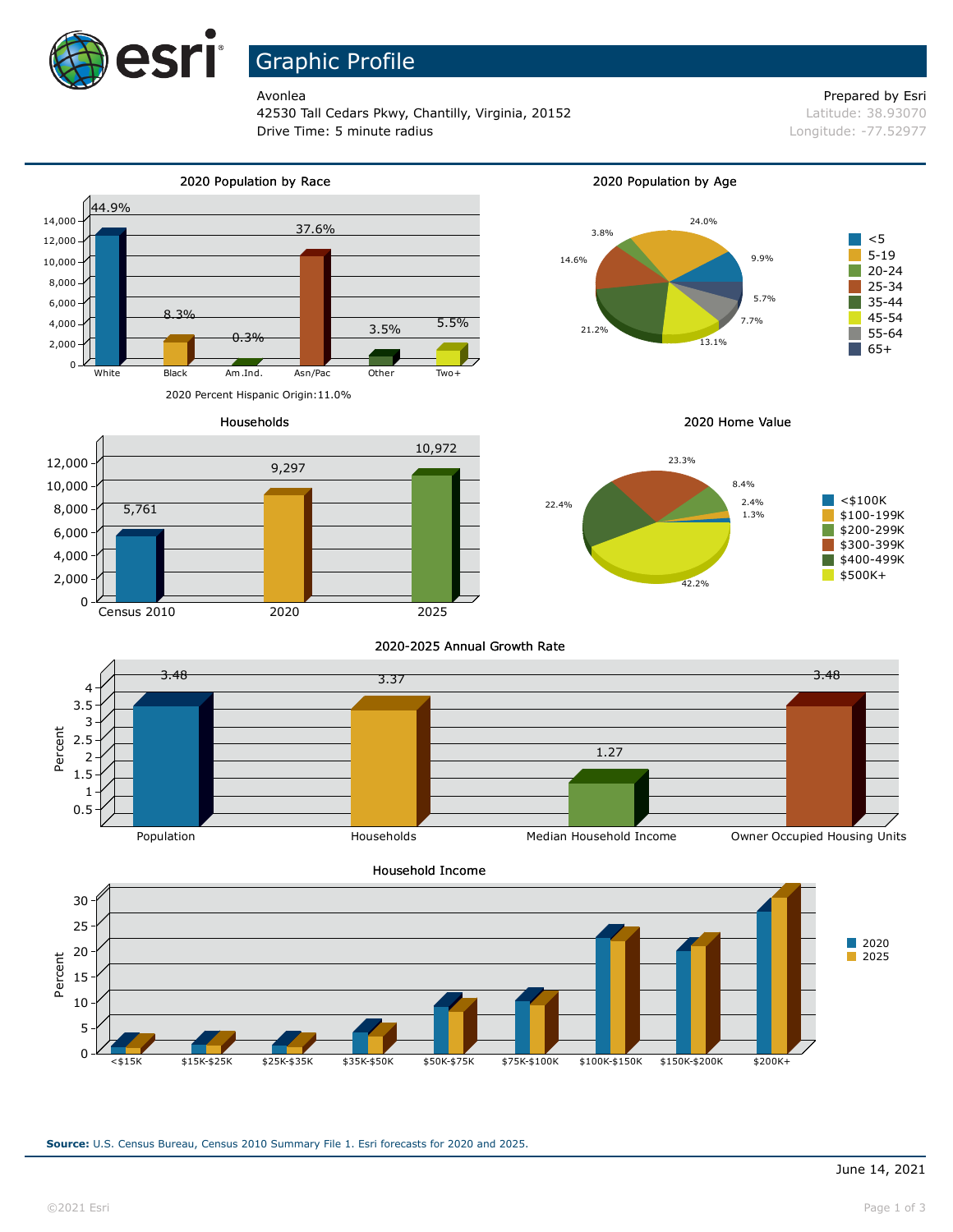# Graphic Profile

Avonlea
42530 Tall Cedars Pkwy, Chantilly, Virginia, 20152
Drive Time: 5 minute radius

Prepared by Esri
Latitude: 38.93070
Longitude: -77.52977

## 2020 Population by Race

| Race | Percent |
|---|---|
| White | 44.9% |
| Black | 8.3% |
| Am.Ind. | 0.3% |
| Asn/Pac | 37.6% |
| Other | 3.5% |
| Two+ | 5.5% |

2020 Percent Hispanic Origin: 11.0%

## 2020 Population by Age

| Age | Percent |
|---|---|
| <5 | 9.9% |
| 5-19 | 24.0% |
| 20-24 | 3.8% |
| 25-34 | 14.6% |
| 35-44 | 21.2% |
| 45-54 | 13.1% |
| 55-64 | 7.7% |
| 65+ | 5.7% |

## Households

| Year | Households |
|---|---|
| Census 2010 | 5,761 |
| 2020 | 9,297 |
| 2025 | 10,972 |

## 2020 Home Value

| Value | Percent |
|---|---|
| <$100K | 1.3% |
| $100-199K | 2.4% |
| $200-299K | 8.4% |
| $300-399K | 23.3% |
| $400-499K | 22.4% |
| $500K+ | 42.2% |

## 2020-2025 Annual Growth Rate

| Category | Percent |
|---|---|
| Population | 3.48 |
| Households | 3.37 |
| Median Household Income | 1.27 |
| Owner Occupied Housing Units | 3.48 |

## Household Income

Percent by income category for 2020 and 2025: <$15K, $15K-$25K, $25K-$35K, $35K-$50K, $50K-$75K, $75K-$100K, $100K-$150K, $150K-$200K, $200K+

**Source:** U.S. Census Bureau, Census 2010 Summary File 1. Esri forecasts for 2020 and 2025.

June 14, 2021

©2021 Esri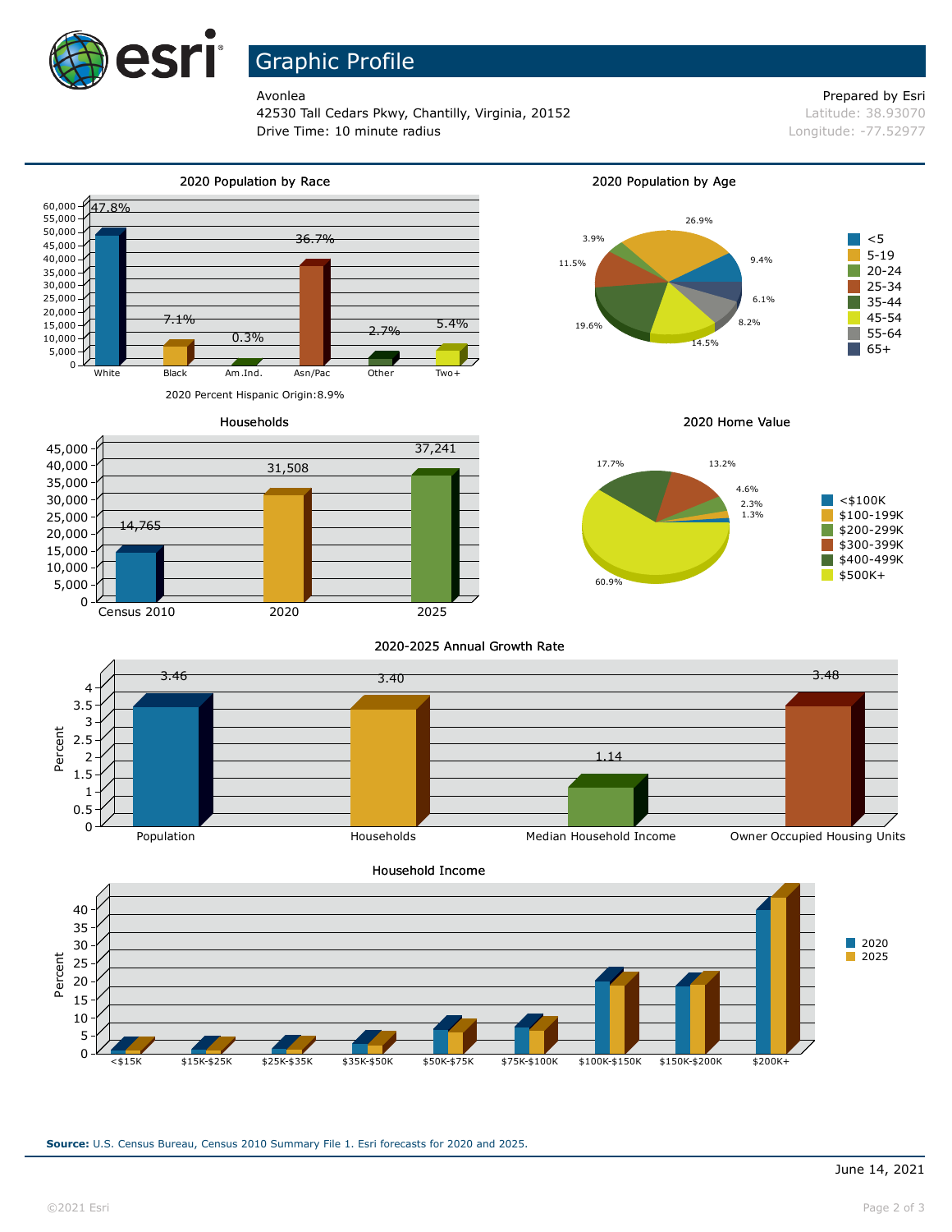# Graphic Profile

Avonlea
42530 Tall Cedars Pkwy, Chantilly, Virginia, 20152
Drive Time: 10 minute radius

Prepared by Esri
Latitude: 38.93070
Longitude: -77.52977

## 2020 Population by Race

| Race | Percent |
|---|---|
| White | 47.8% |
| Black | 7.1% |
| Am.Ind. | 0.3% |
| Asn/Pac | 36.7% |
| Other | 2.7% |
| Two+ | 5.4% |

2020 Percent Hispanic Origin:8.9%

## 2020 Population by Age

| Age | Percent |
|---|---|
| <5 | 6.1% |
| 5-19 | 26.9% |
| 20-24 | 3.9% |
| 25-34 | 11.5% |
| 35-44 | 19.6% |
| 45-54 | 14.5% |
| 55-64 | 8.2% |
| 65+ | 9.4% |

## Households

| Year | Households |
|---|---|
| Census 2010 | 14,765 |
| 2020 | 31,508 |
| 2025 | 37,241 |

## 2020 Home Value

| Home Value | Percent |
|---|---|
| <$100K | 1.3% |
| $100-199K | 2.3% |
| $200-299K | 4.6% |
| $300-399K | 13.2% |
| $400-499K | 17.7% |
| $500K+ | 60.9% |

## 2020-2025 Annual Growth Rate

| Category | Percent |
|---|---|
| Population | 3.46 |
| Households | 3.40 |
| Median Household Income | 1.14 |
| Owner Occupied Housing Units | 3.48 |

## Household Income

Percent by income bracket (2020, 2025): <$15K, $15K-$25K, $25K-$35K, $35K-$50K, $50K-$75K, $75K-$100K, $100K-$150K, $150K-$200K, $200K+

**Source:** U.S. Census Bureau, Census 2010 Summary File 1. Esri forecasts for 2020 and 2025.

June 14, 2021

©2021 Esri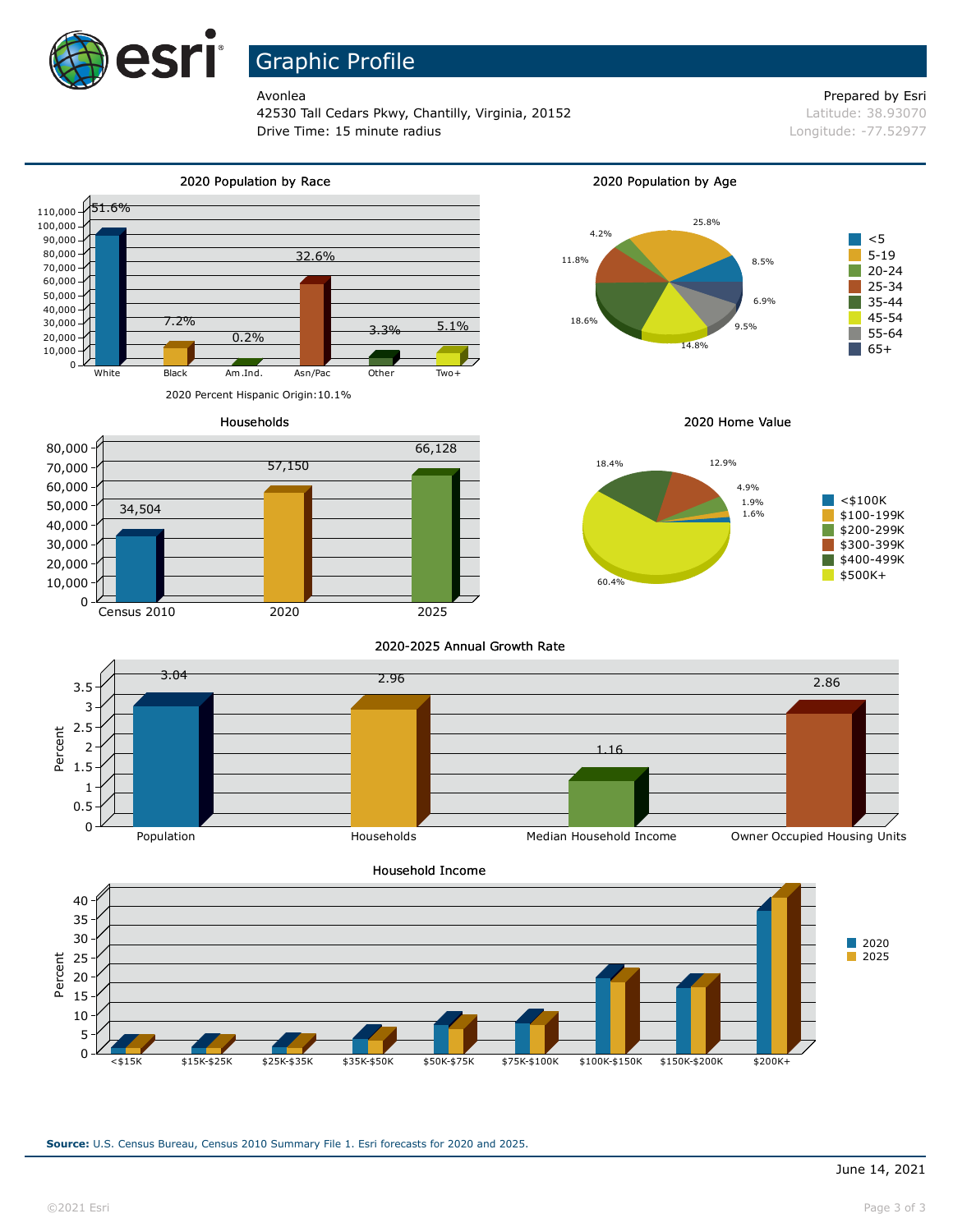# Graphic Profile

Avonlea
42530 Tall Cedars Pkwy, Chantilly, Virginia, 20152
Drive Time: 15 minute radius

Prepared by Esri
Latitude: 38.93070
Longitude: -77.52977

## 2020 Population by Race

110,000
100,000
90,000
80,000
70,000
60,000
50,000
40,000
30,000
20,000
10,000
0

White 51.6%
Black 7.2%
Am.Ind. 0.2%
Asn/Pac 32.6%
Other 3.3%
Two+ 5.1%

2020 Percent Hispanic Origin:10.1%

## 2020 Population by Age

<5 8.5%
5-19 25.8%
20-24 4.2%
25-34 11.8%
35-44 18.6%
45-54 14.8%
55-64 9.5%
65+ 6.9%

## Households

80,000
70,000
60,000
50,000
40,000
30,000
20,000
10,000
0

Census 2010 34,504
2020 57,150
2025 66,128

## 2020 Home Value

<$100K 1.6%
$100-199K 1.9%
$200-299K 4.9%
$300-399K 12.9%
$400-499K 18.4%
$500K+ 60.4%

## 2020-2025 Annual Growth Rate

Percent

3.5
3
2.5
2
1.5
1
0.5
0

Population 3.04
Households 2.96
Median Household Income 1.16
Owner Occupied Housing Units 2.86

## Household Income

Percent

40
35
30
25
20
15
10
5
0

<$15K
$15K-$25K
$25K-$35K
$35K-$50K
$50K-$75K
$75K-$100K
$100K-$150K
$150K-$200K
$200K+

2020
2025

**Source:** U.S. Census Bureau, Census 2010 Summary File 1. Esri forecasts for 2020 and 2025.

June 14, 2021

©2021 Esri